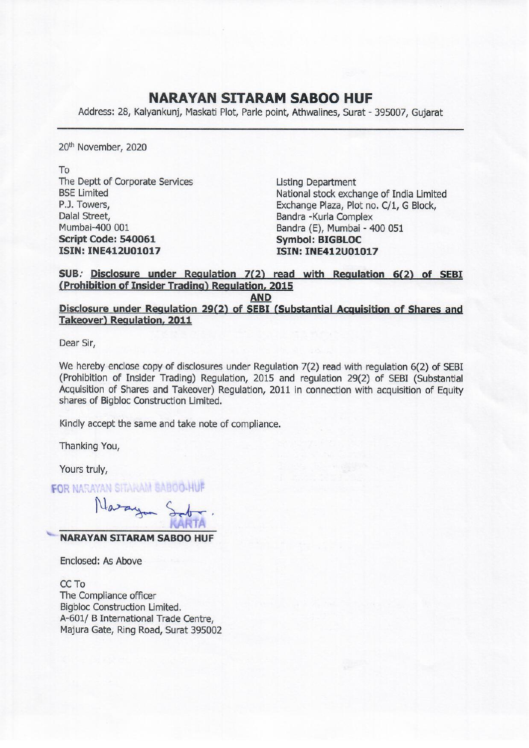# NARAYAN SITARAM SABOO HUF

Address: 28, Kalyankunj, Maskati Plot, Parle point, Athwalines, Surat - 395007, Gujarat

20th November, 2020

To

| | |
|---|---|
| The Deptt of Corporate Services | Listing Department |
| BSE Limited | National stock exchange of India Limited |
| P.J. Towers, | Exchange Plaza, Plot no. C/1, G Block, |
| Dalal Street, | Bandra -Kurla Complex |
| Mumbai-400 001 | Bandra (E), Mumbai - 400 051 |
| **Script Code: 540061** | **Symbol: BIGBLOC** |
| **ISIN: INE412U01017** | **ISIN: INE412U01017** |

**SUB: Disclosure under Regulation 7(2) read with Regulation 6(2) of SEBI (Prohibition of Insider Trading) Regulation, 2015**

**AND**

**Disclosure under Regulation 29(2) of SEBI (Substantial Acquisition of Shares and Takeover) Regulation, 2011**

Dear Sir,

We hereby enclose copy of disclosures under Regulation 7(2) read with regulation 6(2) of SEBI (Prohibition of Insider Trading) Regulation, 2015 and regulation 29(2) of SEBI (Substantial Acquisition of Shares and Takeover) Regulation, 2011 in connection with acquisition of Equity shares of Bigbloc Construction Limited.

Kindly accept the same and take note of compliance.

Thanking You,

Yours truly,

FOR NARAYAN SITARAM SABOO-HUF

KARTA

**NARAYAN SITARAM SABOO HUF**

Enclosed: As Above

CC To
The Compliance officer
Bigbloc Construction Limited.
A-601/ B International Trade Centre,
Majura Gate, Ring Road, Surat 395002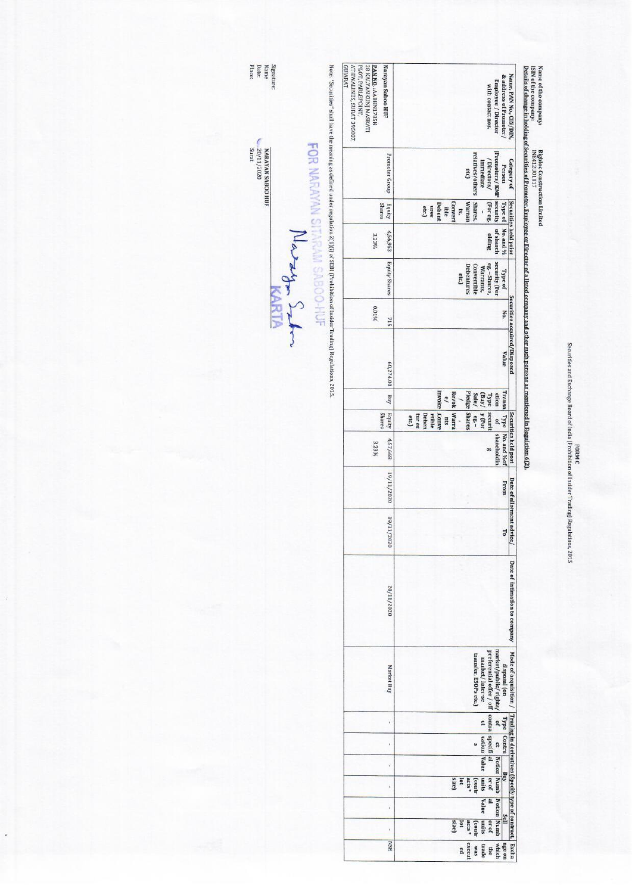FORM C

Securities and Exchange Board of India (Prohibition of Insider Trading) Regulations, 2015

Name of the company: Rigidon Construction Limited

ISIN of the company: INE422D1017

**Details of change in holding of Securities of Promoter, Employee or Director of a listed company and other such persons as mentioned in Regulation 6(2).**

| Name, PAN No, CIN/DIN, & address of Promoter/ Employee / Director with contact nos. | Category of Person (Promoters/ KMP / Directors/ immediate relatives/others etc) | Securities held prior | | Securities acquired/Disposed | | | | Securities held post | | Date of allotment advice/ | | Date of intimation to company | Mode of acquisition / disposal (on market/public/ rights/ preferential offer / off market/ Inter-se transfer, ESOPs etc) | Trading in derivatives (Specify type of contract, | | | | | | Exchange on which the trade was executed |
|---|---|---|---|---|---|---|---|---|---|---|---|---|---|---|---|---|---|---|---|---|
| | | Type of security (For eg. – Shares, Warrants, Convertible Debentures etc) | No. and % of shareholding | Type of security (For eg. – Shares, Warrants, Convertible Debentures etc) | No. | Value | Transaction Type (Buy/ Sale/ Pledge / Revoke/ Invoke) | Type of security (For eg. – Shares, Warrants, Convertible Debentures etc) | No. and % of shareholding | From | To | | | Type of contract | Contract specifications | Buy | | Sell | | |
| | | | | | | | | | | | | | | | | Notional Value | Number of units (contracts * lot size) | Notional Value | Number of units (contracts * lot size) | |
| Narayan Saboo HUF<br>PAN NO.-AAHHN1785H<br>28 KALYANKUNJ NAGKOTI PLOT, PARLEPOINT ATHWALINES, SURAT 395007 GUJARAT | Promoter Group | Equity Shares | 4,56,953<br>3.23% | Equity Shares | 715<br>0.01% | 60,274.00 | Buy | Equity Shares | 4,57,668<br>3.23% | 19/11/2020 | 19/11/2020 | 20/11/2020 | Market Buy | - | - | - | - | - | - | NSE |

Note: "Securities" shall have the meaning as defined under regulation 2(1)(i) of SEBI (Prohibition of Insider Trading) Regulations, 2015.

FOR NARAYAN SITARAM SABOO HUF

KARTA

Signature:
Name: NARAYAN SABOO HUF
Date: 20/11/2020
Place: Surat